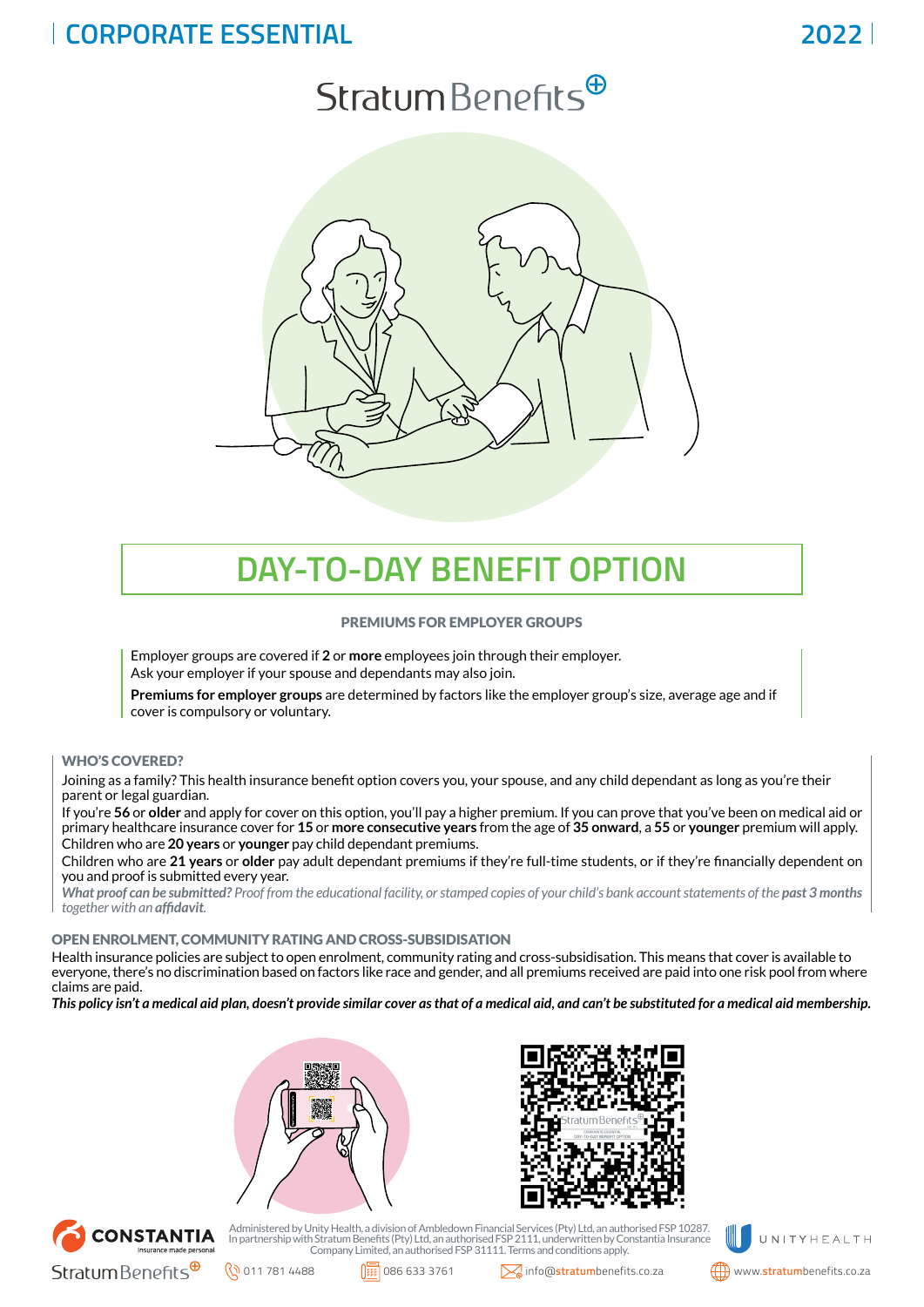CORPORATE ESSENTIAL 2022

Stratum Benefits

# DAY-TO-DAY BENEFIT OPTION

## PREMIUMS FOR EMPLOYER GROUPS

Employer groups are covered if **2** or **more** employees join through their employer.
Ask your employer if your spouse and dependants may also join.

**Premiums for employer groups** are determined by factors like the employer group's size, average age and if cover is compulsory or voluntary.

### WHO'S COVERED?

Joining as a family? This health insurance benefit option covers you, your spouse, and any child dependant as long as you're their parent or legal guardian.

If you're **56** or **older** and apply for cover on this option, you'll pay a higher premium. If you can prove that you've been on medical aid or primary healthcare insurance cover for **15** or **more consecutive years** from the age of **35 onward**, a **55** or **younger** premium will apply.

Children who are **20 years** or **younger** pay child dependant premiums.

Children who are **21 years** or **older** pay adult dependant premiums if they're full-time students, or if they're financially dependent on you and proof is submitted every year.

*What proof can be submitted? Proof from the educational facility, or stamped copies of your child's bank account statements of the **past 3 months** together with an **affidavit**.*

### OPEN ENROLMENT, COMMUNITY RATING AND CROSS-SUBSIDISATION

Health insurance policies are subject to open enrolment, community rating and cross-subsidisation. This means that cover is available to everyone, there's no discrimination based on factors like race and gender, and all premiums received are paid into one risk pool from where claims are paid.

***This policy isn't a medical aid plan, doesn't provide similar cover as that of a medical aid, and can't be substituted for a medical aid membership.***

Administered by Unity Health, a division of Ambledown Financial Services (Pty) Ltd, an authorised FSP 10287. In partnership with Stratum Benefits (Pty) Ltd, an authorised FSP 2111, underwritten by Constantia Insurance Company Limited, an authorised FSP 31111. Terms and conditions apply.

011 781 4488 | 086 633 3761 | info@stratumbenefits.co.za | www.stratumbenefits.co.za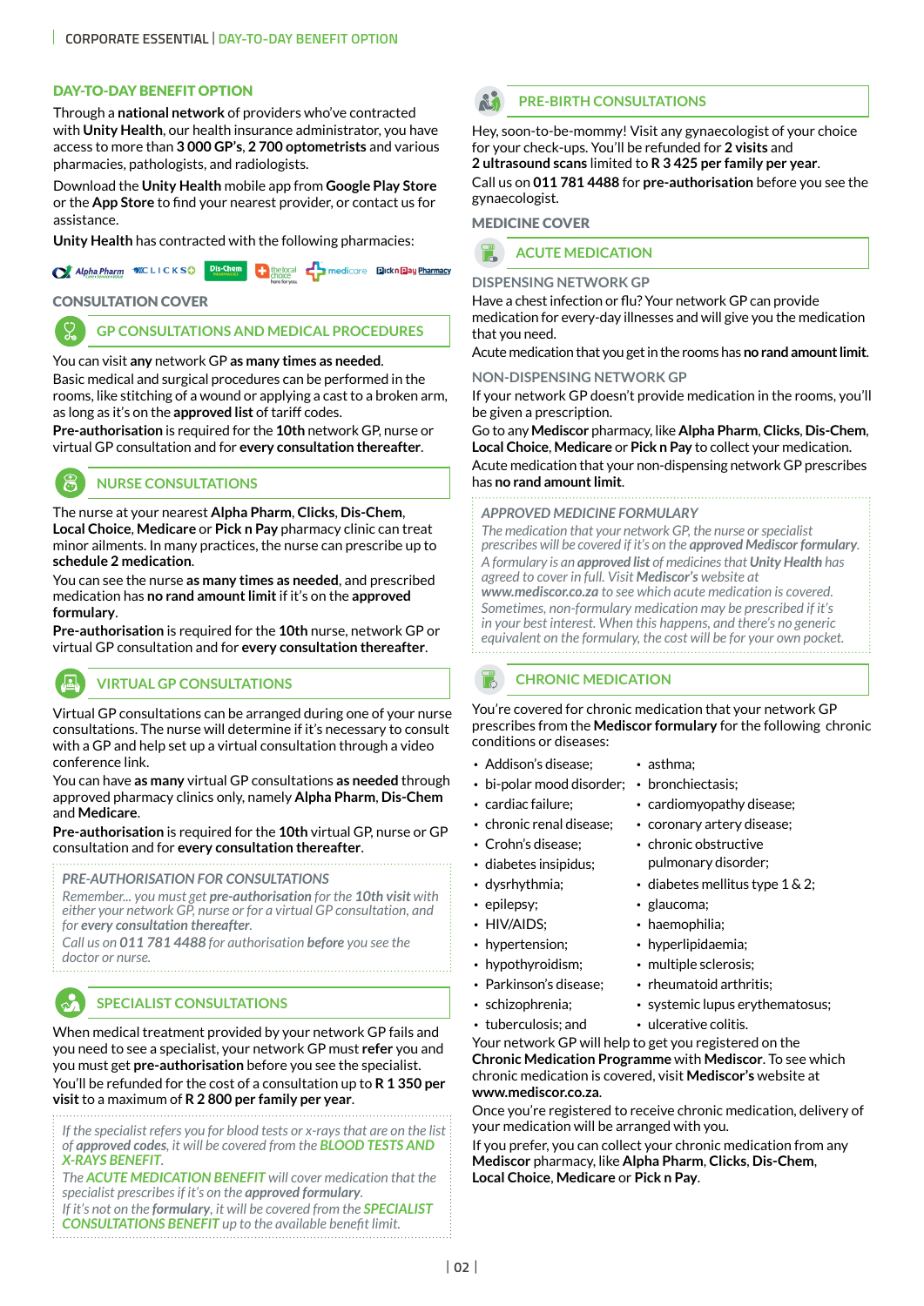## DAY-TO-DAY BENEFIT OPTION

Through a **national network** of providers who've contracted with **Unity Health**, our health insurance administrator, you have access to more than **3 000 GP's**, **2 700 optometrists** and various pharmacies, pathologists, and radiologists.

Download the **Unity Health** mobile app from **Google Play Store** or the **App Store** to find your nearest provider, or contact us for assistance.

**Unity Health** has contracted with the following pharmacies:

Alpha Pharm, Clicks, Dis-Chem, the local choice, medicare, Pick n Pay Pharmacy

### CONSULTATION COVER

#### GP CONSULTATIONS AND MEDICAL PROCEDURES

You can visit **any** network GP **as many times as needed**.

Basic medical and surgical procedures can be performed in the rooms, like stitching of a wound or applying a cast to a broken arm, as long as it's on the **approved list** of tariff codes.

**Pre-authorisation** is required for the **10th** network GP, nurse or virtual GP consultation and for **every consultation thereafter**.

#### NURSE CONSULTATIONS

The nurse at your nearest **Alpha Pharm**, **Clicks**, **Dis-Chem**, **Local Choice**, **Medicare** or **Pick n Pay** pharmacy clinic can treat minor ailments. In many practices, the nurse can prescribe up to **schedule 2 medication**.

You can see the nurse **as many times as needed**, and prescribed medication has **no rand amount limit** if it's on the **approved formulary**.

**Pre-authorisation** is required for the **10th** nurse, network GP or virtual GP consultation and for **every consultation thereafter**.

#### VIRTUAL GP CONSULTATIONS

Virtual GP consultations can be arranged during one of your nurse consultations. The nurse will determine if it's necessary to consult with a GP and help set up a virtual consultation through a video conference link.

You can have **as many** virtual GP consultations **as needed** through approved pharmacy clinics only, namely **Alpha Pharm**, **Dis-Chem** and **Medicare**.

**Pre-authorisation** is required for the **10th** virtual GP, nurse or GP consultation and for **every consultation thereafter**.

> *PRE-AUTHORISATION FOR CONSULTATIONS*
>
> *Remember... you must get **pre-authorisation** for the **10th visit** with either your network GP, nurse or for a virtual GP consultation, and for **every consultation thereafter**.*
>
> *Call us on **011 781 4488** for authorisation **before** you see the doctor or nurse.*

#### SPECIALIST CONSULTATIONS

When medical treatment provided by your network GP fails and you need to see a specialist, your network GP must **refer** you and you must get **pre-authorisation** before you see the specialist.

You'll be refunded for the cost of a consultation up to **R 1 350 per visit** to a maximum of **R 2 800 per family per year**.

> *If the specialist refers you for blood tests or x-rays that are on the list of **approved codes**, it will be covered from the **BLOOD TESTS AND X-RAYS BENEFIT**.*
>
> *The **ACUTE MEDICATION BENEFIT** will cover medication that the specialist prescribes if it's on the **approved formulary**.*
>
> *If it's not on the **formulary**, it will be covered from the **SPECIALIST CONSULTATIONS BENEFIT** up to the available benefit limit.*

#### PRE-BIRTH CONSULTATIONS

Hey, soon-to-be-mommy! Visit any gynaecologist of your choice for your check-ups. You'll be refunded for **2 visits** and **2 ultrasound scans** limited to **R 3 425 per family per year**.

Call us on **011 781 4488** for **pre-authorisation** before you see the gynaecologist.

### MEDICINE COVER

#### ACUTE MEDICATION

##### DISPENSING NETWORK GP

Have a chest infection or flu? Your network GP can provide medication for every-day illnesses and will give you the medication that you need.

Acute medication that you get in the rooms has **no rand amount limit**.

##### NON-DISPENSING NETWORK GP

If your network GP doesn't provide medication in the rooms, you'll be given a prescription.

Go to any **Mediscor** pharmacy, like **Alpha Pharm**, **Clicks**, **Dis-Chem**, **Local Choice**, **Medicare** or **Pick n Pay** to collect your medication.

Acute medication that your non-dispensing network GP prescribes has **no rand amount limit**.

> *APPROVED MEDICINE FORMULARY*
>
> *The medication that your network GP, the nurse or specialist prescribes will be covered if it's on the **approved Mediscor formulary**.*
>
> *A formulary is an **approved list** of medicines that **Unity Health** has agreed to cover in full. Visit **Mediscor's** website at **www.mediscor.co.za** to see which acute medication is covered.*
>
> *Sometimes, non-formulary medication may be prescribed if it's in your best interest. When this happens, and there's no generic equivalent on the formulary, the cost will be for your own pocket.*

#### CHRONIC MEDICATION

You're covered for chronic medication that your network GP prescribes from the **Mediscor formulary** for the following chronic conditions or diseases:

- Addison's disease;
- bi-polar mood disorder;
- cardiac failure;
- chronic renal disease;
- Crohn's disease;
- diabetes insipidus;
- dysrhythmia;
- epilepsy;
- HIV/AIDS;
- hypertension;
- hypothyroidism;
- Parkinson's disease;
- schizophrenia;
- tuberculosis; and
- asthma;
- bronchiectasis;
- cardiomyopathy disease;
- coronary artery disease;
- chronic obstructive pulmonary disorder;
- diabetes mellitus type 1 & 2;
- glaucoma;
- haemophilia;
- hyperlipidaemia;
- multiple sclerosis;
- rheumatoid arthritis;
- systemic lupus erythematosus;
- ulcerative colitis.

Your network GP will help to get you registered on the **Chronic Medication Programme** with **Mediscor**. To see which chronic medication is covered, visit **Mediscor's** website at **www.mediscor.co.za**.

Once you're registered to receive chronic medication, delivery of your medication will be arranged with you.

If you prefer, you can collect your chronic medication from any **Mediscor** pharmacy, like **Alpha Pharm**, **Clicks**, **Dis-Chem**, **Local Choice**, **Medicare** or **Pick n Pay**.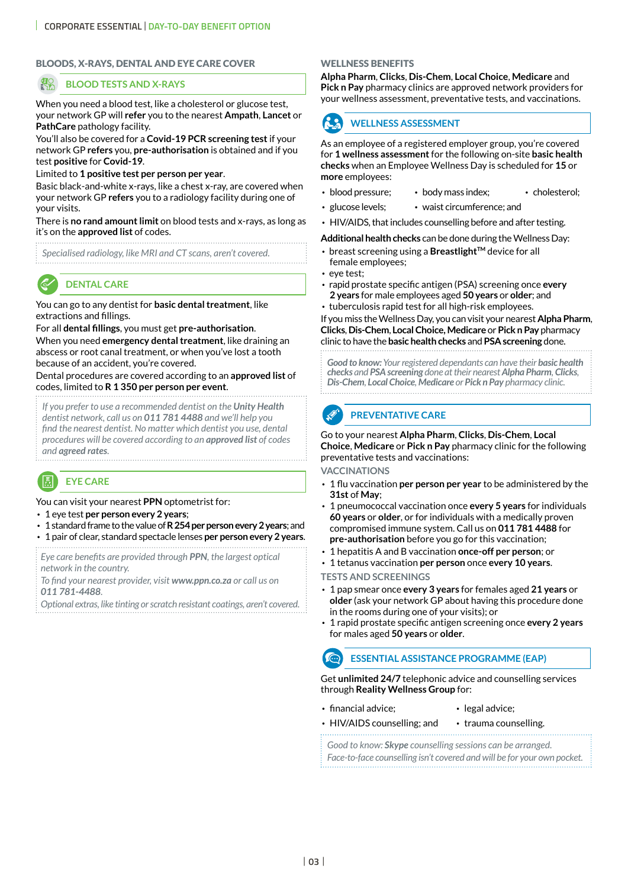## BLOODS, X-RAYS, DENTAL AND EYE CARE COVER

### BLOOD TESTS AND X-RAYS

When you need a blood test, like a cholesterol or glucose test, your network GP will **refer** you to the nearest **Ampath**, **Lancet** or **PathCare** pathology facility.

You'll also be covered for a **Covid-19 PCR screening test** if your network GP **refers** you, **pre-authorisation** is obtained and if you test **positive** for **Covid-19**.

Limited to **1 positive test per person per year**.

Basic black-and-white x-rays, like a chest x-ray, are covered when your network GP **refers** you to a radiology facility during one of your visits.

There is **no rand amount limit** on blood tests and x-rays, as long as it's on the **approved list** of codes.

*Specialised radiology, like MRI and CT scans, aren't covered.*

### DENTAL CARE

You can go to any dentist for **basic dental treatment**, like extractions and fillings.

For all **dental fillings**, you must get **pre-authorisation**.

When you need **emergency dental treatment**, like draining an abscess or root canal treatment, or when you've lost a tooth because of an accident, you're covered.

Dental procedures are covered according to an **approved list** of codes, limited to **R 1 350 per person per event**.

*If you prefer to use a recommended dentist on the **Unity Health** dentist network, call us on **011 781 4488** and we'll help you find the nearest dentist. No matter which dentist you use, dental procedures will be covered according to an **approved list** of codes and **agreed rates**.*

### EYE CARE

You can visit your nearest **PPN** optometrist for:

- 1 eye test **per person every 2 years**;
- 1 standard frame to the value of **R 254 per person every 2 years**; and
- 1 pair of clear, standard spectacle lenses **per person every 2 years**.

*Eye care benefits are provided through **PPN**, the largest optical network in the country.*

*To find your nearest provider, visit **www.ppn.co.za** or call us on **011 781-4488**.*

*Optional extras, like tinting or scratch resistant coatings, aren't covered.*

## WELLNESS BENEFITS

**Alpha Pharm**, **Clicks**, **Dis-Chem**, **Local Choice**, **Medicare** and **Pick n Pay** pharmacy clinics are approved network providers for your wellness assessment, preventative tests, and vaccinations.

### WELLNESS ASSESSMENT

As an employee of a registered employer group, you're covered for **1 wellness assessment** for the following on-site **basic health checks** when an Employee Wellness Day is scheduled for **15** or **more** employees:

- blood pressure;
- body mass index;
- cholesterol;
- glucose levels;
- waist circumference; and
- HIV/AIDS, that includes counselling before and after testing.

**Additional health checks** can be done during the Wellness Day:

- breast screening using a **Breastlight™** device for all female employees;
- eye test;
- rapid prostate specific antigen (PSA) screening once **every 2 years** for male employees aged **50 years** or **older**; and
- tuberculosis rapid test for all high-risk employees.

If you miss the Wellness Day, you can visit your nearest **Alpha Pharm**, **Clicks**, **Dis-Chem**, **Local Choice**, **Medicare** or **Pick n Pay** pharmacy clinic to have the **basic health checks** and **PSA screening** done.

***Good to know:** Your registered dependants can have their **basic health checks** and **PSA screening** done at their nearest **Alpha Pharm**, **Clicks**, **Dis-Chem**, **Local Choice**, **Medicare** or **Pick n Pay** pharmacy clinic.*

### PREVENTATIVE CARE

Go to your nearest **Alpha Pharm**, **Clicks**, **Dis-Chem**, **Local Choice**, **Medicare** or **Pick n Pay** pharmacy clinic for the following preventative tests and vaccinations:

#### VACCINATIONS

- 1 flu vaccination **per person per year** to be administered by the **31st** of **May**;
- 1 pneumococcal vaccination once **every 5 years** for individuals **60 years** or **older**, or for individuals with a medically proven compromised immune system. Call us on **011 781 4488** for **pre-authorisation** before you go for this vaccination;
- 1 hepatitis A and B vaccination **once-off per person**; or
- 1 tetanus vaccination **per person** once **every 10 years**.

#### TESTS AND SCREENINGS

- 1 pap smear once **every 3 years** for females aged **21 years** or **older** (ask your network GP about having this procedure done in the rooms during one of your visits); or
- 1 rapid prostate specific antigen screening once **every 2 years** for males aged **50 years** or **older**.

### ESSENTIAL ASSISTANCE PROGRAMME (EAP)

Get **unlimited 24/7** telephonic advice and counselling services through **Reality Wellness Group** for:

- financial advice;
- legal advice;
- HIV/AIDS counselling; and
- trauma counselling.

*Good to know: **Skype** counselling sessions can be arranged.*
*Face-to-face counselling isn't covered and will be for your own pocket.*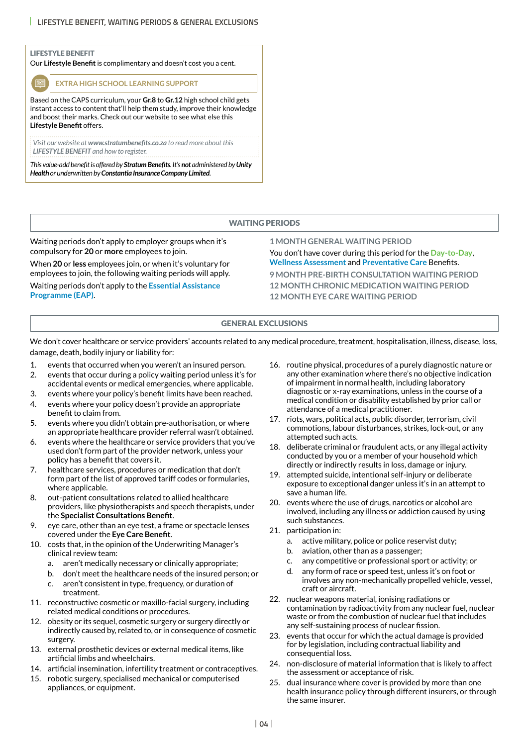# LIFESTYLE BENEFIT, WAITING PERIODS & GENERAL EXCLUSIONS

## LIFESTYLE BENEFIT

Our **Lifestyle Benefit** is complimentary and doesn't cost you a cent.

### EXTRA HIGH SCHOOL LEARNING SUPPORT

Based on the CAPS curriculum, your **Gr.8** to **Gr.12** high school child gets instant access to content that'll help them study, improve their knowledge and boost their marks. Check out our website to see what else this **Lifestyle Benefit** offers.

*Visit our website at **www.stratumbenefits.co.za** to read more about this **LIFESTYLE BENEFIT** and how to register.*

*This value-add benefit is offered by **Stratum Benefits**. It's **not** administered by **Unity Health** or underwritten by **Constantia Insurance Company Limited**.*

## WAITING PERIODS

Waiting periods don't apply to employer groups when it's compulsory for **20** or **more** employees to join.

When **20** or **less** employees join, or when it's voluntary for employees to join, the following waiting periods will apply.

Waiting periods don't apply to the Essential Assistance Programme (EAP).

### 1 MONTH GENERAL WAITING PERIOD

You don't have cover during this period for the Day-to-Day, Wellness Assessment and Preventative Care Benefits.

### 9 MONTH PRE-BIRTH CONSULTATION WAITING PERIOD

### 12 MONTH CHRONIC MEDICATION WAITING PERIOD

### 12 MONTH EYE CARE WAITING PERIOD

## GENERAL EXCLUSIONS

We don't cover healthcare or service providers' accounts related to any medical procedure, treatment, hospitalisation, illness, disease, loss, damage, death, bodily injury or liability for:

1. events that occurred when you weren't an insured person.
2. events that occur during a policy waiting period unless it's for accidental events or medical emergencies, where applicable.
3. events where your policy's benefit limits have been reached.
4. events where your policy doesn't provide an appropriate benefit to claim from.
5. events where you didn't obtain pre-authorisation, or where an appropriate healthcare provider referral wasn't obtained.
6. events where the healthcare or service providers that you've used don't form part of the provider network, unless your policy has a benefit that covers it.
7. healthcare services, procedures or medication that don't form part of the list of approved tariff codes or formularies, where applicable.
8. out-patient consultations related to allied healthcare providers, like physiotherapists and speech therapists, under the **Specialist Consultations Benefit**.
9. eye care, other than an eye test, a frame or spectacle lenses covered under the **Eye Care Benefit**.
10. costs that, in the opinion of the Underwriting Manager's clinical review team:
    a. aren't medically necessary or clinically appropriate;
    b. don't meet the healthcare needs of the insured person; or
    c. aren't consistent in type, frequency, or duration of treatment.
11. reconstructive cosmetic or maxillo-facial surgery, including related medical conditions or procedures.
12. obesity or its sequel, cosmetic surgery or surgery directly or indirectly caused by, related to, or in consequence of cosmetic surgery.
13. external prosthetic devices or external medical items, like artificial limbs and wheelchairs.
14. artificial insemination, infertility treatment or contraceptives.
15. robotic surgery, specialised mechanical or computerised appliances, or equipment.
16. routine physical, procedures of a purely diagnostic nature or any other examination where there's no objective indication of impairment in normal health, including laboratory diagnostic or x-ray examinations, unless in the course of a medical condition or disability established by prior call or attendance of a medical practitioner.
17. riots, wars, political acts, public disorder, terrorism, civil commotions, labour disturbances, strikes, lock-out, or any attempted such acts.
18. deliberate criminal or fraudulent acts, or any illegal activity conducted by you or a member of your household which directly or indirectly results in loss, damage or injury.
19. attempted suicide, intentional self-injury or deliberate exposure to exceptional danger unless it's in an attempt to save a human life.
20. events where the use of drugs, narcotics or alcohol are involved, including any illness or addiction caused by using such substances.
21. participation in:
    a. active military, police or police reservist duty;
    b. aviation, other than as a passenger;
    c. any competitive or professional sport or activity; or
    d. any form of race or speed test, unless it's on foot or involves any non-mechanically propelled vehicle, vessel, craft or aircraft.
22. nuclear weapons material, ionising radiations or contamination by radioactivity from any nuclear fuel, nuclear waste or from the combustion of nuclear fuel that includes any self-sustaining process of nuclear fission.
23. events that occur for which the actual damage is provided for by legislation, including contractual liability and consequential loss.
24. non-disclosure of material information that is likely to affect the assessment or acceptance of risk.
25. dual insurance where cover is provided by more than one health insurance policy through different insurers, or through the same insurer.